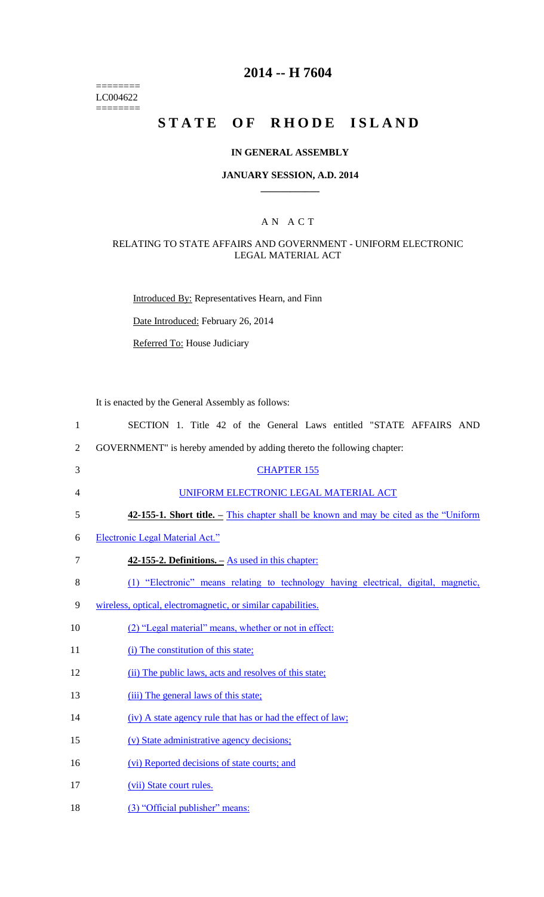========
LC004622
========

# 2014 -- H 7604

# STATE OF RHODE ISLAND

## IN GENERAL ASSEMBLY

### JANUARY SESSION, A.D. 2014

____________

A N A C T

RELATING TO STATE AFFAIRS AND GOVERNMENT - UNIFORM ELECTRONIC LEGAL MATERIAL ACT

Introduced By: Representatives Hearn, and Finn

Date Introduced: February 26, 2014

Referred To: House Judiciary

It is enacted by the General Assembly as follows:

1 SECTION 1. Title 42 of the General Laws entitled "STATE AFFAIRS AND
2 GOVERNMENT" is hereby amended by adding thereto the following chapter:

3 CHAPTER 155

4 UNIFORM ELECTRONIC LEGAL MATERIAL ACT

5 **42-155-1. Short title. –** This chapter shall be known and may be cited as the "Uniform
6 Electronic Legal Material Act."

7 **42-155-2. Definitions. –** As used in this chapter:

8 (1) "Electronic" means relating to technology having electrical, digital, magnetic,
9 wireless, optical, electromagnetic, or similar capabilities.

10 (2) "Legal material" means, whether or not in effect:

11 (i) The constitution of this state;

12 (ii) The public laws, acts and resolves of this state;

13 (iii) The general laws of this state;

14 (iv) A state agency rule that has or had the effect of law;

15 (v) State administrative agency decisions;

16 (vi) Reported decisions of state courts; and

17 (vii) State court rules.

18 (3) "Official publisher" means: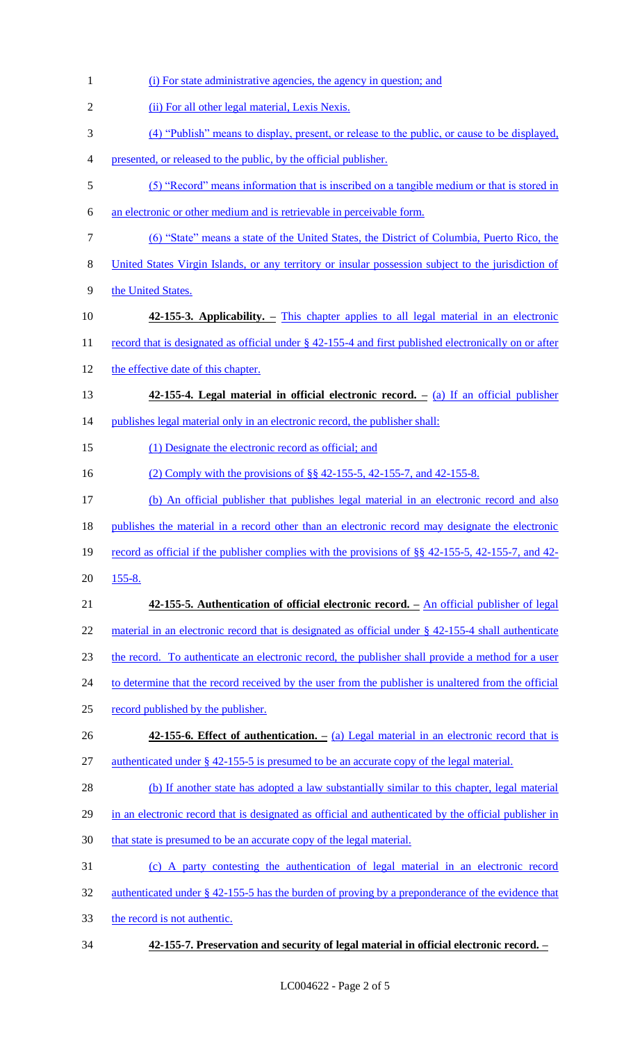(i) For state administrative agencies, the agency in question; and

(ii) For all other legal material, Lexis Nexis.

(4) "Publish" means to display, present, or release to the public, or cause to be displayed, presented, or released to the public, by the official publisher.

(5) "Record" means information that is inscribed on a tangible medium or that is stored in an electronic or other medium and is retrievable in perceivable form.

(6) "State" means a state of the United States, the District of Columbia, Puerto Rico, the United States Virgin Islands, or any territory or insular possession subject to the jurisdiction of the United States.

**42-155-3. Applicability. –** This chapter applies to all legal material in an electronic record that is designated as official under § 42-155-4 and first published electronically on or after the effective date of this chapter.

**42-155-4. Legal material in official electronic record. –** (a) If an official publisher publishes legal material only in an electronic record, the publisher shall:

(1) Designate the electronic record as official; and

(2) Comply with the provisions of §§ 42-155-5, 42-155-7, and 42-155-8.

(b) An official publisher that publishes legal material in an electronic record and also publishes the material in a record other than an electronic record may designate the electronic record as official if the publisher complies with the provisions of §§ 42-155-5, 42-155-7, and 42-155-8.

**42-155-5. Authentication of official electronic record. –** An official publisher of legal material in an electronic record that is designated as official under § 42-155-4 shall authenticate the record. To authenticate an electronic record, the publisher shall provide a method for a user to determine that the record received by the user from the publisher is unaltered from the official record published by the publisher.

**42-155-6. Effect of authentication. –** (a) Legal material in an electronic record that is authenticated under § 42-155-5 is presumed to be an accurate copy of the legal material.

(b) If another state has adopted a law substantially similar to this chapter, legal material in an electronic record that is designated as official and authenticated by the official publisher in that state is presumed to be an accurate copy of the legal material.

(c) A party contesting the authentication of legal material in an electronic record authenticated under § 42-155-5 has the burden of proving by a preponderance of the evidence that the record is not authentic.

**42-155-7. Preservation and security of legal material in official electronic record. –**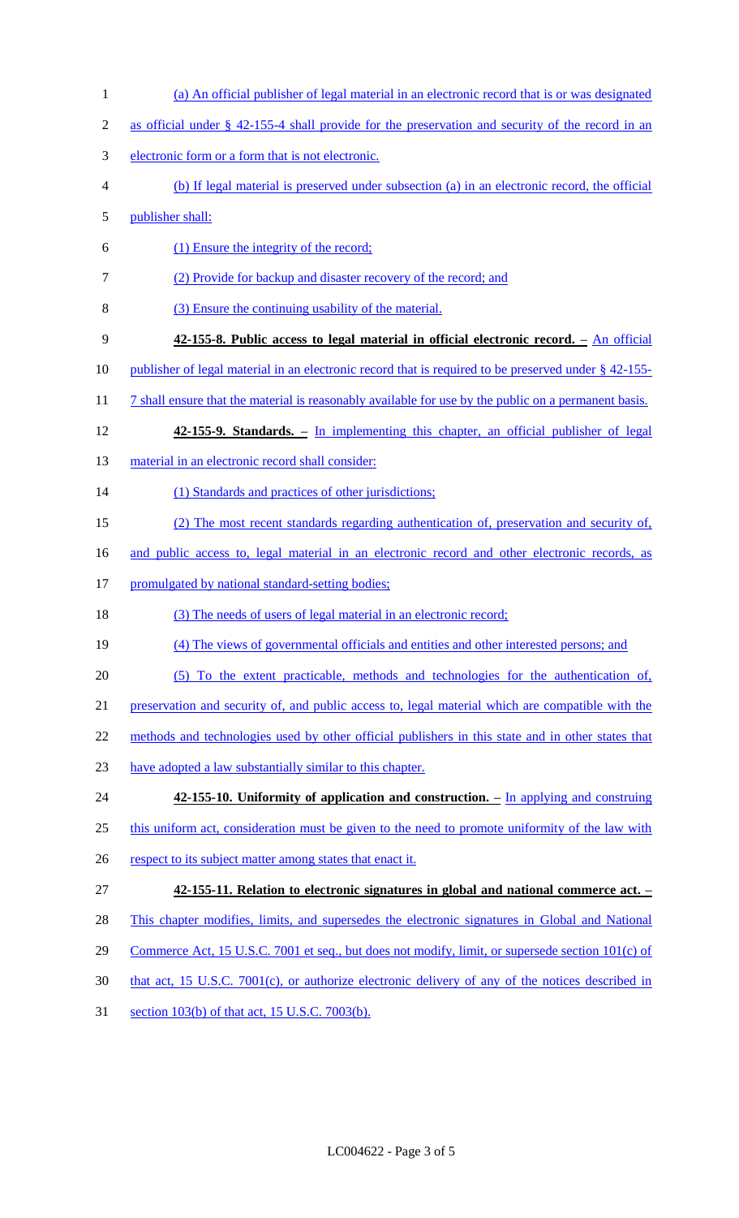(a) An official publisher of legal material in an electronic record that is or was designated as official under § 42-155-4 shall provide for the preservation and security of the record in an electronic form or a form that is not electronic.

(b) If legal material is preserved under subsection (a) in an electronic record, the official publisher shall:

(1) Ensure the integrity of the record;

(2) Provide for backup and disaster recovery of the record; and

(3) Ensure the continuing usability of the material.

**42-155-8. Public access to legal material in official electronic record. –** An official publisher of legal material in an electronic record that is required to be preserved under § 42-155-7 shall ensure that the material is reasonably available for use by the public on a permanent basis.

**42-155-9. Standards. –** In implementing this chapter, an official publisher of legal material in an electronic record shall consider:

(1) Standards and practices of other jurisdictions;

(2) The most recent standards regarding authentication of, preservation and security of, and public access to, legal material in an electronic record and other electronic records, as promulgated by national standard-setting bodies;

(3) The needs of users of legal material in an electronic record;

(4) The views of governmental officials and entities and other interested persons; and

(5) To the extent practicable, methods and technologies for the authentication of, preservation and security of, and public access to, legal material which are compatible with the methods and technologies used by other official publishers in this state and in other states that have adopted a law substantially similar to this chapter.

**42-155-10. Uniformity of application and construction. –** In applying and construing this uniform act, consideration must be given to the need to promote uniformity of the law with respect to its subject matter among states that enact it.

**42-155-11. Relation to electronic signatures in global and national commerce act. –** This chapter modifies, limits, and supersedes the electronic signatures in Global and National Commerce Act, 15 U.S.C. 7001 et seq., but does not modify, limit, or supersede section 101(c) of that act, 15 U.S.C. 7001(c), or authorize electronic delivery of any of the notices described in section 103(b) of that act, 15 U.S.C. 7003(b).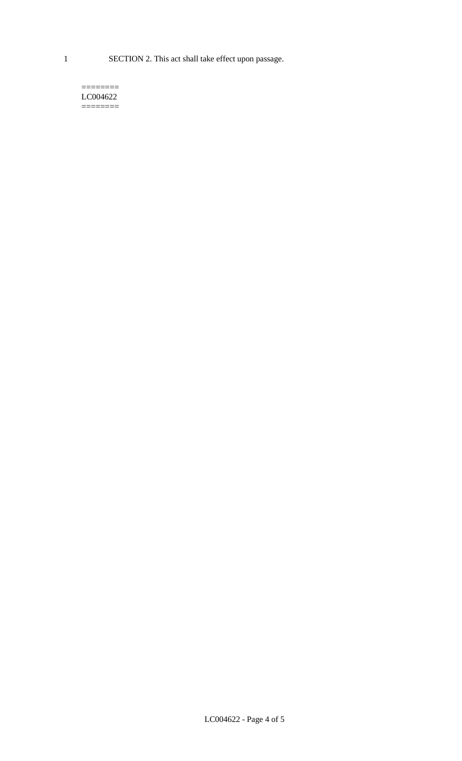SECTION 2. This act shall take effect upon passage.

========
LC004622
========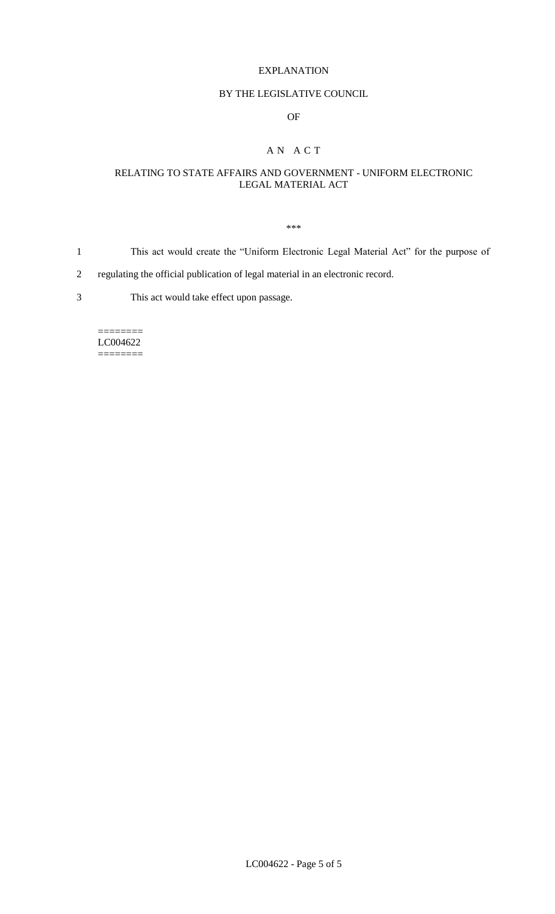EXPLANATION

BY THE LEGISLATIVE COUNCIL

OF

A N A C T

RELATING TO STATE AFFAIRS AND GOVERNMENT - UNIFORM ELECTRONIC LEGAL MATERIAL ACT

\*\*\*

1 This act would create the "Uniform Electronic Legal Material Act" for the purpose of
2 regulating the official publication of legal material in an electronic record.
3 This act would take effect upon passage.

========
LC004622
========